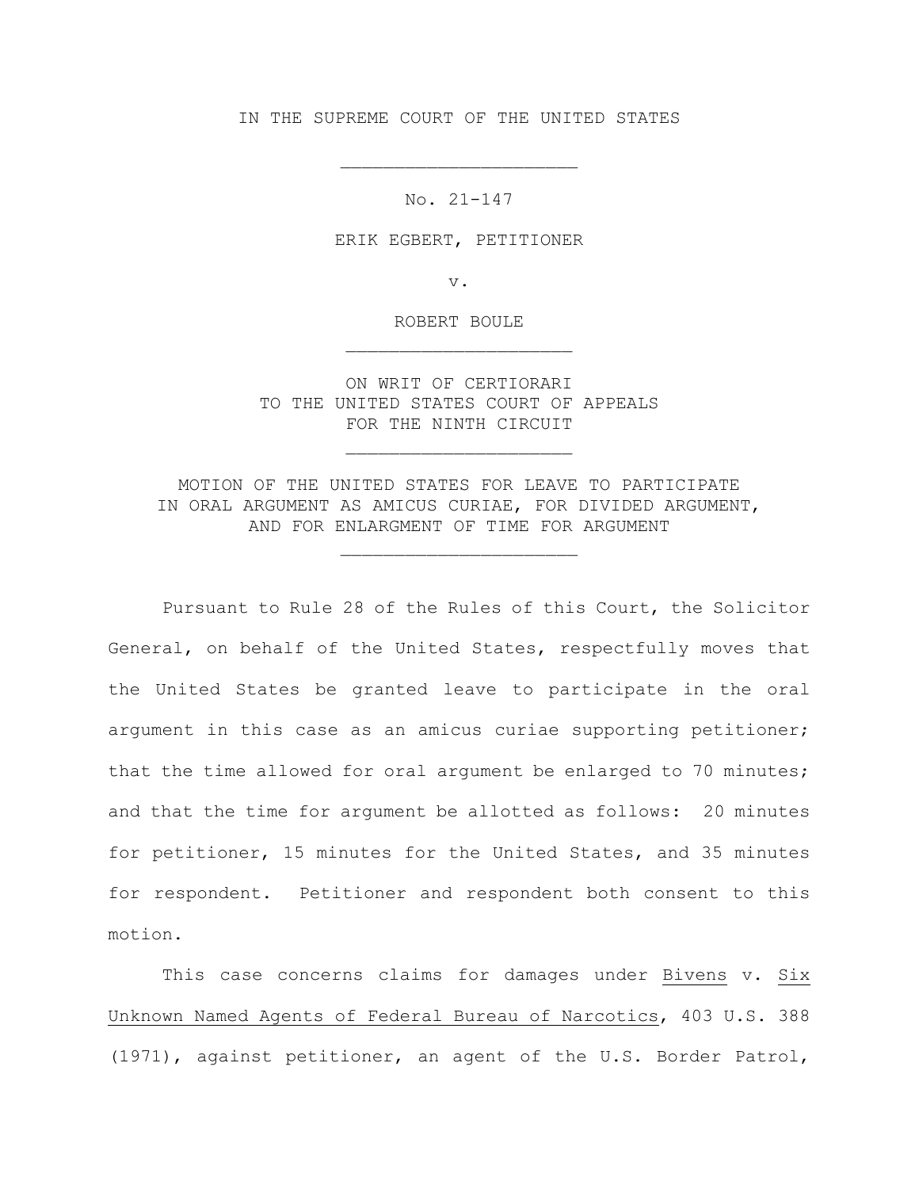IN THE SUPREME COURT OF THE UNITED STATES

---

No. 21-147

ERIK EGBERT, PETITIONER

v.

ROBERT BOULE

---

ON WRIT OF CERTIORARI
TO THE UNITED STATES COURT OF APPEALS
FOR THE NINTH CIRCUIT

---

MOTION OF THE UNITED STATES FOR LEAVE TO PARTICIPATE
IN ORAL ARGUMENT AS AMICUS CURIAE, FOR DIVIDED ARGUMENT,
AND FOR ENLARGMENT OF TIME FOR ARGUMENT

---

Pursuant to Rule 28 of the Rules of this Court, the Solicitor General, on behalf of the United States, respectfully moves that the United States be granted leave to participate in the oral argument in this case as an amicus curiae supporting petitioner; that the time allowed for oral argument be enlarged to 70 minutes; and that the time for argument be allotted as follows: 20 minutes for petitioner, 15 minutes for the United States, and 35 minutes for respondent. Petitioner and respondent both consent to this motion.

This case concerns claims for damages under Bivens v. Six Unknown Named Agents of Federal Bureau of Narcotics, 403 U.S. 388 (1971), against petitioner, an agent of the U.S. Border Patrol,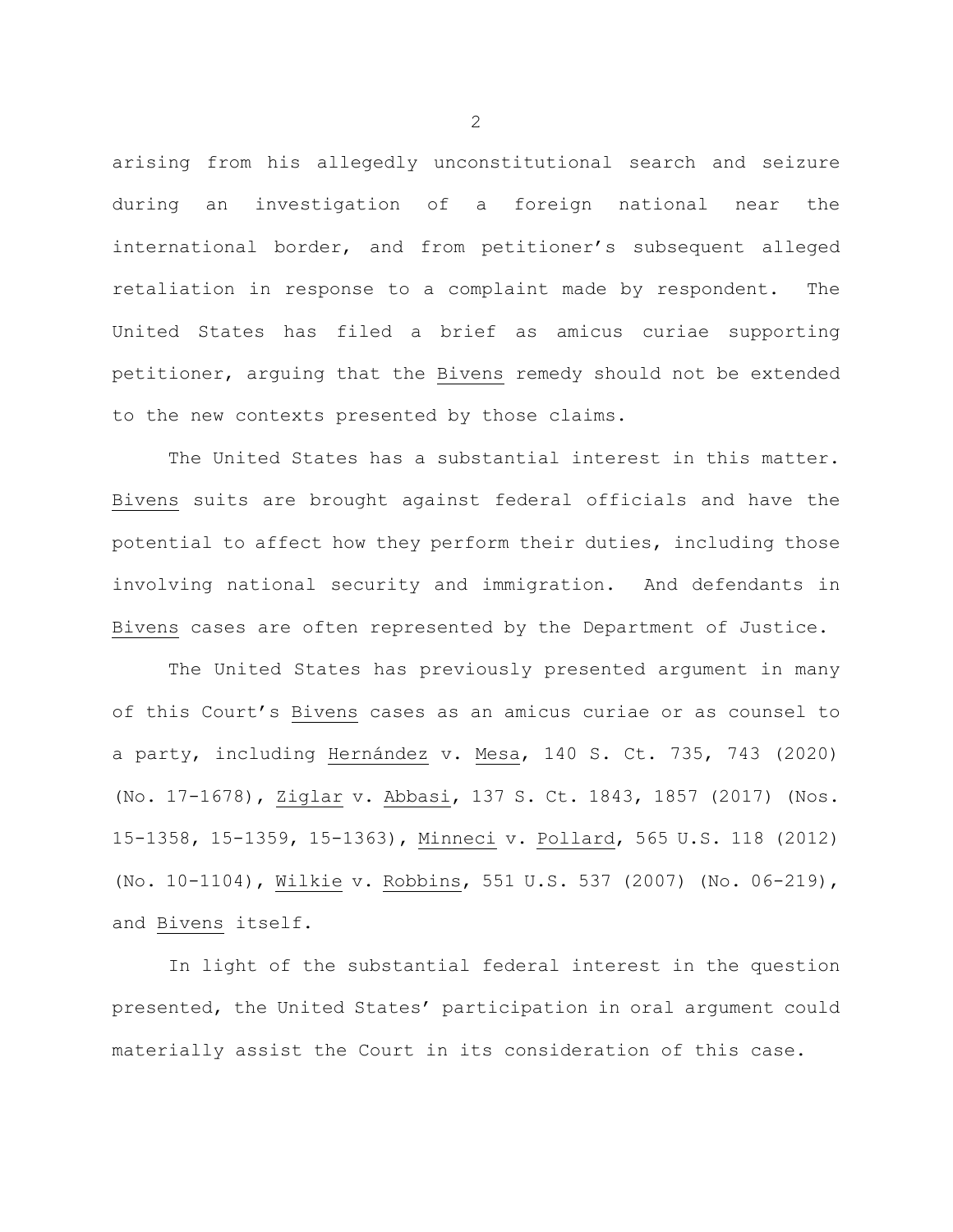arising from his allegedly unconstitutional search and seizure during an investigation of a foreign national near the international border, and from petitioner's subsequent alleged retaliation in response to a complaint made by respondent. The United States has filed a brief as amicus curiae supporting petitioner, arguing that the Bivens remedy should not be extended to the new contexts presented by those claims.

The United States has a substantial interest in this matter. Bivens suits are brought against federal officials and have the potential to affect how they perform their duties, including those involving national security and immigration. And defendants in Bivens cases are often represented by the Department of Justice.

The United States has previously presented argument in many of this Court's Bivens cases as an amicus curiae or as counsel to a party, including Hernández v. Mesa, 140 S. Ct. 735, 743 (2020) (No. 17-1678), Ziglar v. Abbasi, 137 S. Ct. 1843, 1857 (2017) (Nos. 15-1358, 15-1359, 15-1363), Minneci v. Pollard, 565 U.S. 118 (2012) (No. 10-1104), Wilkie v. Robbins, 551 U.S. 537 (2007) (No. 06-219), and Bivens itself.

In light of the substantial federal interest in the question presented, the United States' participation in oral argument could materially assist the Court in its consideration of this case.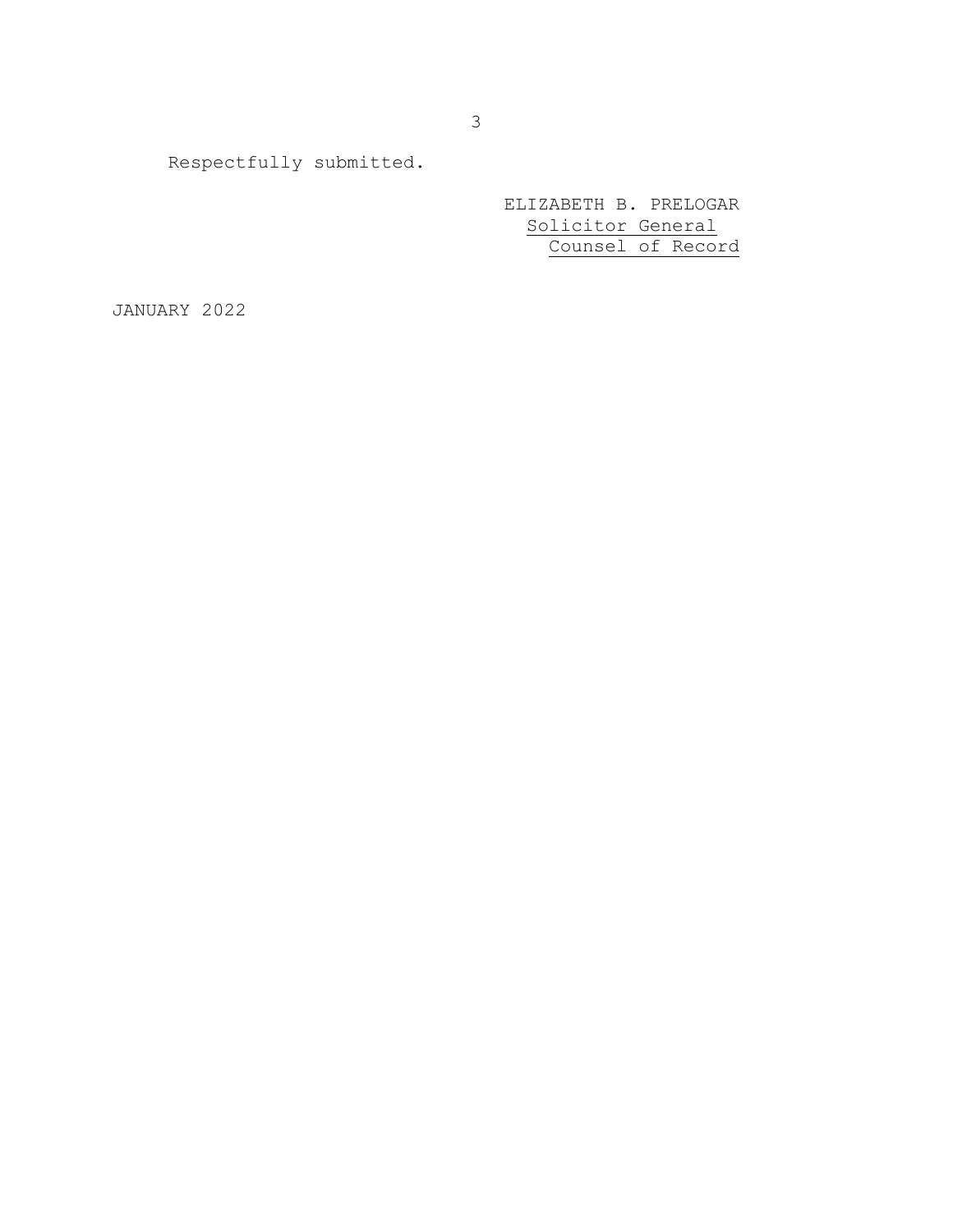Respectfully submitted.

ELIZABETH B. PRELOGAR
Solicitor General
Counsel of Record

JANUARY 2022